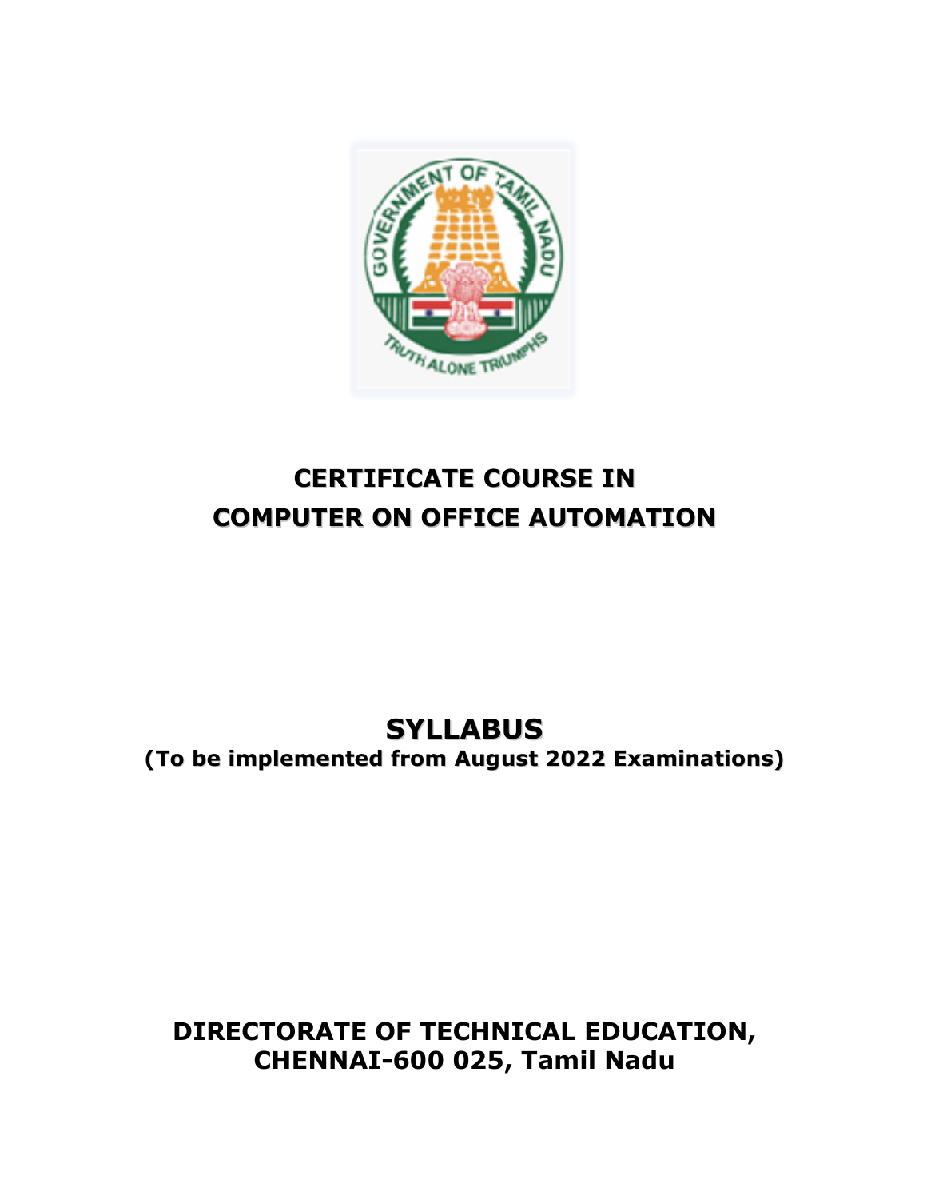# CERTIFICATE COURSE IN COMPUTER ON OFFICE AUTOMATION

## SYLLABUS

**(To be implemented from August 2022 Examinations)**

**DIRECTORATE OF TECHNICAL EDUCATION, CHENNAI-600 025, Tamil Nadu**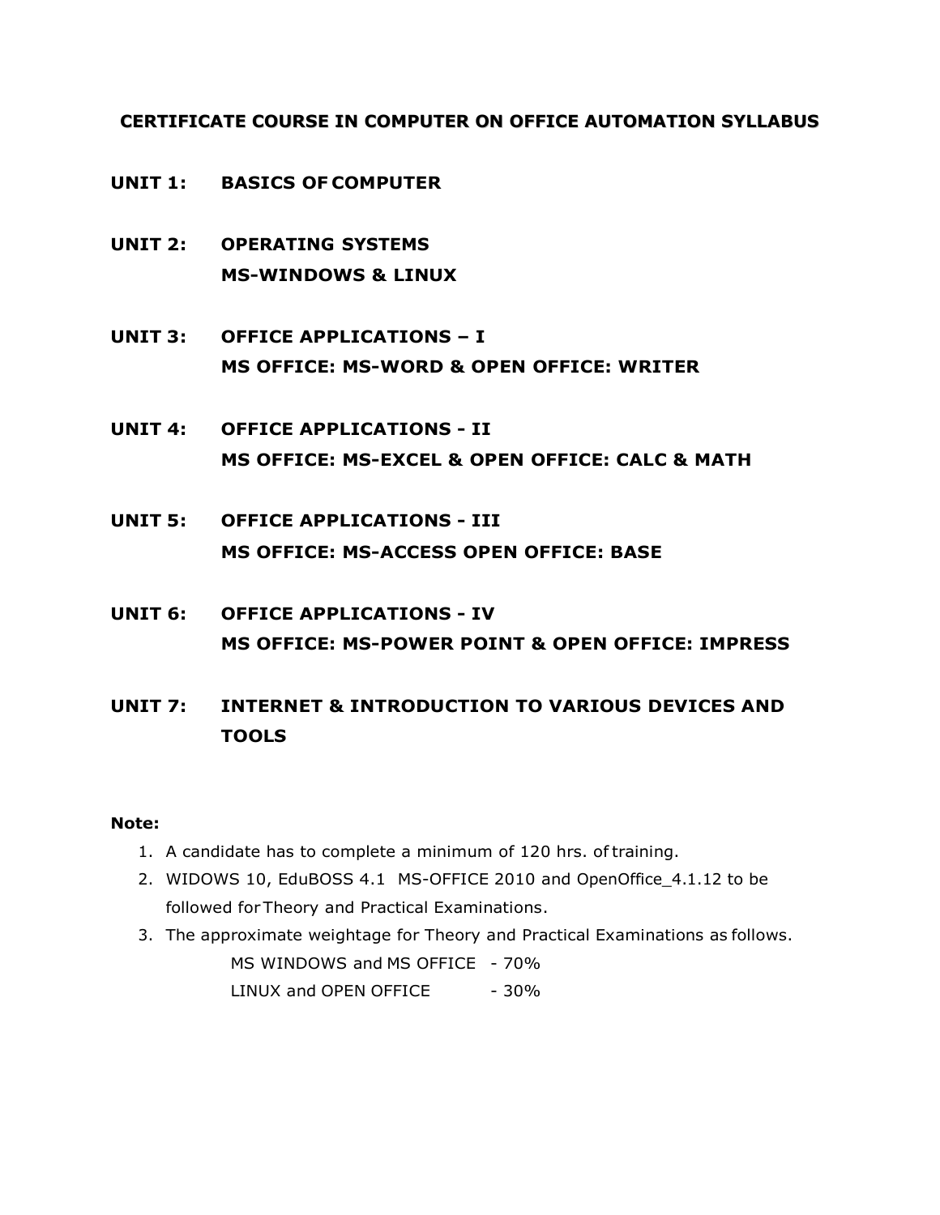# CERTIFICATE COURSE IN COMPUTER ON OFFICE AUTOMATION SYLLABUS

**UNIT 1: BASICS OF COMPUTER**

**UNIT 2: OPERATING SYSTEMS**
**MS-WINDOWS & LINUX**

**UNIT 3: OFFICE APPLICATIONS – I**
**MS OFFICE: MS-WORD & OPEN OFFICE: WRITER**

**UNIT 4: OFFICE APPLICATIONS - II**
**MS OFFICE: MS-EXCEL & OPEN OFFICE: CALC & MATH**

**UNIT 5: OFFICE APPLICATIONS - III**
**MS OFFICE: MS-ACCESS OPEN OFFICE: BASE**

**UNIT 6: OFFICE APPLICATIONS - IV**
**MS OFFICE: MS-POWER POINT & OPEN OFFICE: IMPRESS**

**UNIT 7: INTERNET & INTRODUCTION TO VARIOUS DEVICES AND TOOLS**

**Note:**

1. A candidate has to complete a minimum of 120 hrs. of training.
2. WIDOWS 10, EduBOSS 4.1 MS-OFFICE 2010 and OpenOffice_4.1.12 to be followed for Theory and Practical Examinations.
3. The approximate weightage for Theory and Practical Examinations as follows.

   MS WINDOWS and MS OFFICE - 70%

   LINUX and OPEN OFFICE - 30%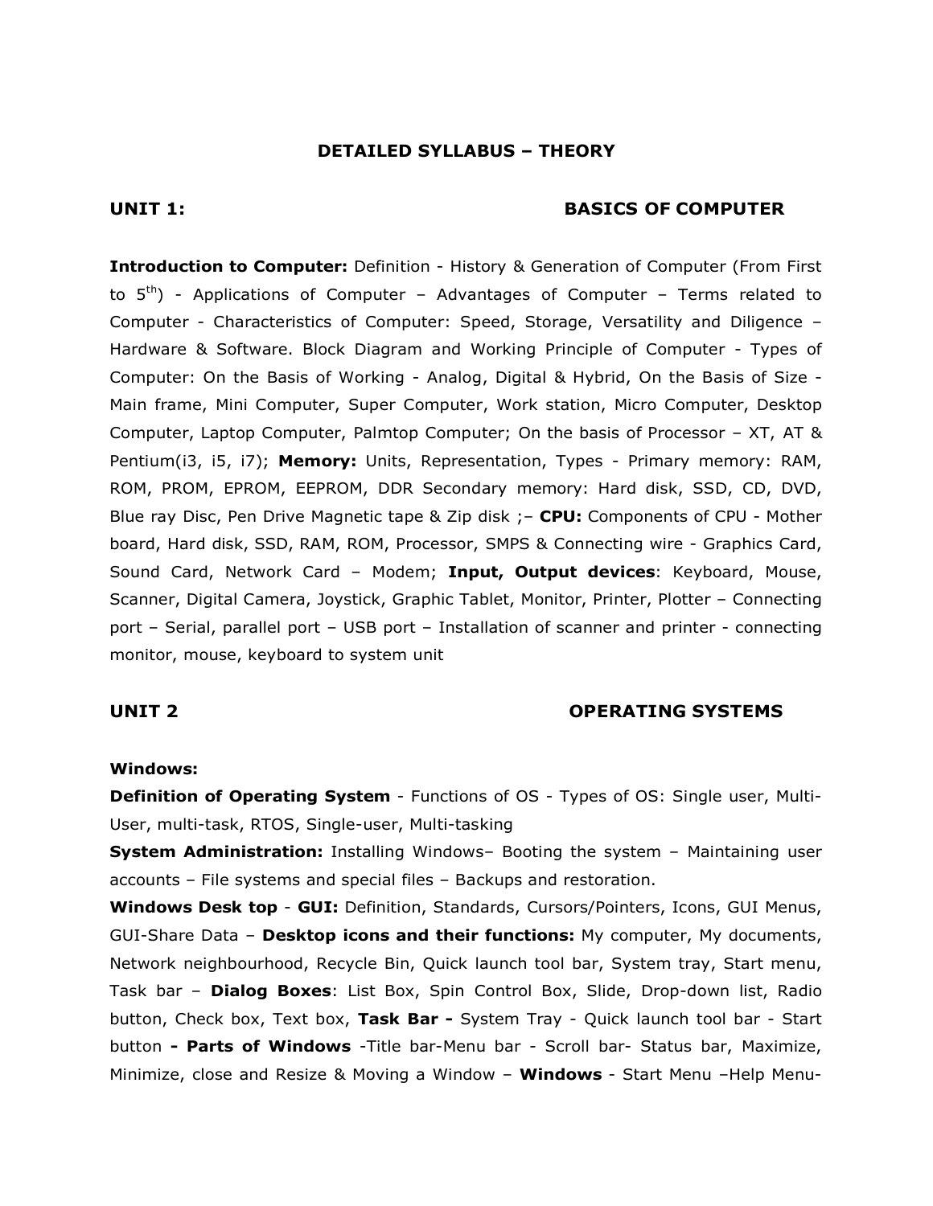## DETAILED SYLLABUS – THEORY

### UNIT 1: BASICS OF COMPUTER

**Introduction to Computer:** Definition - History & Generation of Computer (From First to $5^{th}$) - Applications of Computer – Advantages of Computer – Terms related to Computer - Characteristics of Computer: Speed, Storage, Versatility and Diligence – Hardware & Software. Block Diagram and Working Principle of Computer - Types of Computer: On the Basis of Working - Analog, Digital & Hybrid, On the Basis of Size - Main frame, Mini Computer, Super Computer, Work station, Micro Computer, Desktop Computer, Laptop Computer, Palmtop Computer; On the basis of Processor – XT, AT & Pentium(i3, i5, i7); **Memory:** Units, Representation, Types - Primary memory: RAM, ROM, PROM, EPROM, EEPROM, DDR Secondary memory: Hard disk, SSD, CD, DVD, Blue ray Disc, Pen Drive Magnetic tape & Zip disk ;– **CPU:** Components of CPU - Mother board, Hard disk, SSD, RAM, ROM, Processor, SMPS & Connecting wire - Graphics Card, Sound Card, Network Card – Modem; **Input, Output devices**: Keyboard, Mouse, Scanner, Digital Camera, Joystick, Graphic Tablet, Monitor, Printer, Plotter – Connecting port – Serial, parallel port – USB port – Installation of scanner and printer - connecting monitor, mouse, keyboard to system unit

### UNIT 2 OPERATING SYSTEMS

**Windows:**

**Definition of Operating System** - Functions of OS - Types of OS: Single user, Multi-User, multi-task, RTOS, Single-user, Multi-tasking

**System Administration:** Installing Windows– Booting the system – Maintaining user accounts – File systems and special files – Backups and restoration.

**Windows Desk top** - **GUI:** Definition, Standards, Cursors/Pointers, Icons, GUI Menus, GUI-Share Data – **Desktop icons and their functions:** My computer, My documents, Network neighbourhood, Recycle Bin, Quick launch tool bar, System tray, Start menu, Task bar – **Dialog Boxes**: List Box, Spin Control Box, Slide, Drop-down list, Radio button, Check box, Text box, **Task Bar -** System Tray - Quick launch tool bar - Start button **- Parts of Windows** -Title bar-Menu bar - Scroll bar- Status bar, Maximize, Minimize, close and Resize & Moving a Window – **Windows** - Start Menu –Help Menu-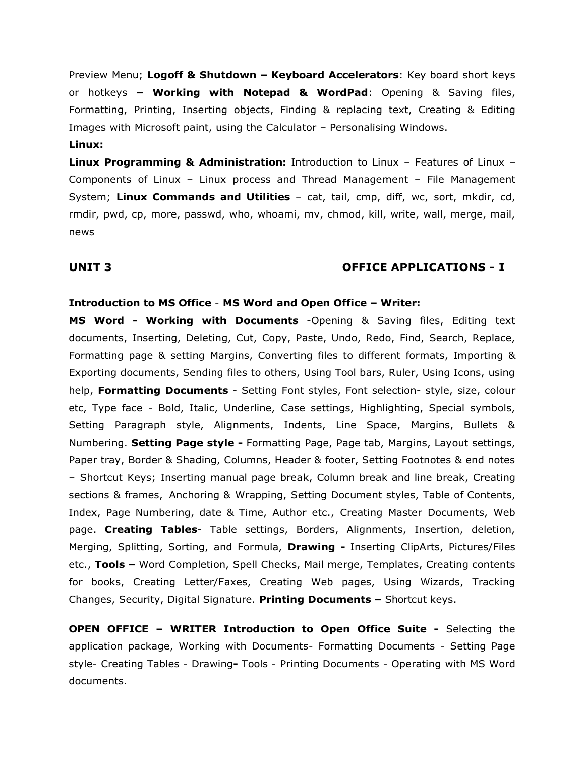Preview Menu; **Logoff & Shutdown – Keyboard Accelerators**: Key board short keys or hotkeys **– Working with Notepad & WordPad**: Opening & Saving files, Formatting, Printing, Inserting objects, Finding & replacing text, Creating & Editing Images with Microsoft paint, using the Calculator – Personalising Windows.

**Linux:**

**Linux Programming & Administration:** Introduction to Linux – Features of Linux – Components of Linux – Linux process and Thread Management – File Management System; **Linux Commands and Utilities** – cat, tail, cmp, diff, wc, sort, mkdir, cd, rmdir, pwd, cp, more, passwd, who, whoami, mv, chmod, kill, write, wall, merge, mail, news

## UNIT 3 OFFICE APPLICATIONS - I

**Introduction to MS Office** - **MS Word and Open Office – Writer:**

**MS Word - Working with Documents** -Opening & Saving files, Editing text documents, Inserting, Deleting, Cut, Copy, Paste, Undo, Redo, Find, Search, Replace, Formatting page & setting Margins, Converting files to different formats, Importing & Exporting documents, Sending files to others, Using Tool bars, Ruler, Using Icons, using help, **Formatting Documents** - Setting Font styles, Font selection- style, size, colour etc, Type face - Bold, Italic, Underline, Case settings, Highlighting, Special symbols, Setting Paragraph style, Alignments, Indents, Line Space, Margins, Bullets & Numbering. **Setting Page style -** Formatting Page, Page tab, Margins, Layout settings, Paper tray, Border & Shading, Columns, Header & footer, Setting Footnotes & end notes – Shortcut Keys; Inserting manual page break, Column break and line break, Creating sections & frames, Anchoring & Wrapping, Setting Document styles, Table of Contents, Index, Page Numbering, date & Time, Author etc., Creating Master Documents, Web page. **Creating Tables**- Table settings, Borders, Alignments, Insertion, deletion, Merging, Splitting, Sorting, and Formula, **Drawing -** Inserting ClipArts, Pictures/Files etc., **Tools –** Word Completion, Spell Checks, Mail merge, Templates, Creating contents for books, Creating Letter/Faxes, Creating Web pages, Using Wizards, Tracking Changes, Security, Digital Signature. **Printing Documents –** Shortcut keys.

**OPEN OFFICE – WRITER Introduction to Open Office Suite -** Selecting the application package, Working with Documents- Formatting Documents - Setting Page style- Creating Tables - Drawing**-** Tools - Printing Documents - Operating with MS Word documents.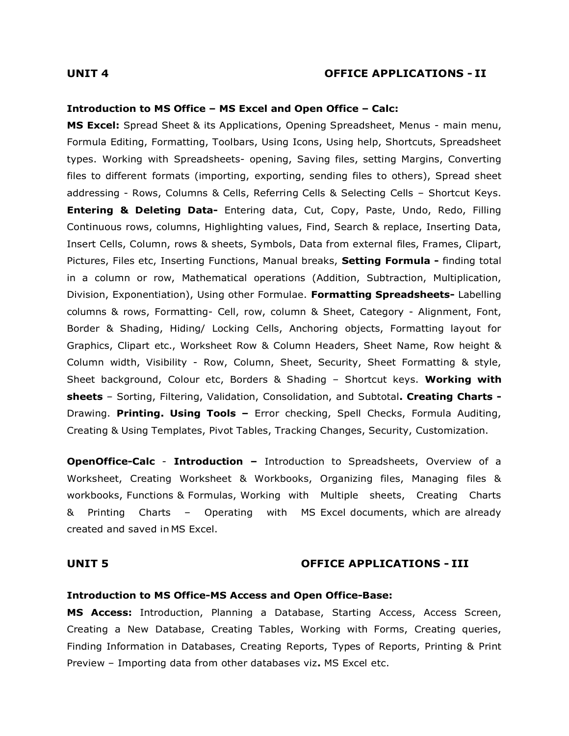## UNIT 4 OFFICE APPLICATIONS - II

**Introduction to MS Office – MS Excel and Open Office – Calc:**

**MS Excel:** Spread Sheet & its Applications, Opening Spreadsheet, Menus - main menu, Formula Editing, Formatting, Toolbars, Using Icons, Using help, Shortcuts, Spreadsheet types. Working with Spreadsheets- opening, Saving files, setting Margins, Converting files to different formats (importing, exporting, sending files to others), Spread sheet addressing - Rows, Columns & Cells, Referring Cells & Selecting Cells – Shortcut Keys. **Entering & Deleting Data-** Entering data, Cut, Copy, Paste, Undo, Redo, Filling Continuous rows, columns, Highlighting values, Find, Search & replace, Inserting Data, Insert Cells, Column, rows & sheets, Symbols, Data from external files, Frames, Clipart, Pictures, Files etc, Inserting Functions, Manual breaks, **Setting Formula -** finding total in a column or row, Mathematical operations (Addition, Subtraction, Multiplication, Division, Exponentiation), Using other Formulae. **Formatting Spreadsheets-** Labelling columns & rows, Formatting- Cell, row, column & Sheet, Category - Alignment, Font, Border & Shading, Hiding/ Locking Cells, Anchoring objects, Formatting layout for Graphics, Clipart etc., Worksheet Row & Column Headers, Sheet Name, Row height & Column width, Visibility - Row, Column, Sheet, Security, Sheet Formatting & style, Sheet background, Colour etc, Borders & Shading – Shortcut keys. **Working with sheets** – Sorting, Filtering, Validation, Consolidation, and Subtotal**. Creating Charts -** Drawing. **Printing. Using Tools –** Error checking, Spell Checks, Formula Auditing, Creating & Using Templates, Pivot Tables, Tracking Changes, Security, Customization.

**OpenOffice-Calc** - **Introduction –** Introduction to Spreadsheets, Overview of a Worksheet, Creating Worksheet & Workbooks, Organizing files, Managing files & workbooks, Functions & Formulas, Working with Multiple sheets, Creating Charts & Printing Charts – Operating with MS Excel documents, which are already created and saved in MS Excel.

## UNIT 5 OFFICE APPLICATIONS - III

**Introduction to MS Office-MS Access and Open Office-Base:**

**MS Access:** Introduction, Planning a Database, Starting Access, Access Screen, Creating a New Database, Creating Tables, Working with Forms, Creating queries, Finding Information in Databases, Creating Reports, Types of Reports, Printing & Print Preview – Importing data from other databases viz**.** MS Excel etc.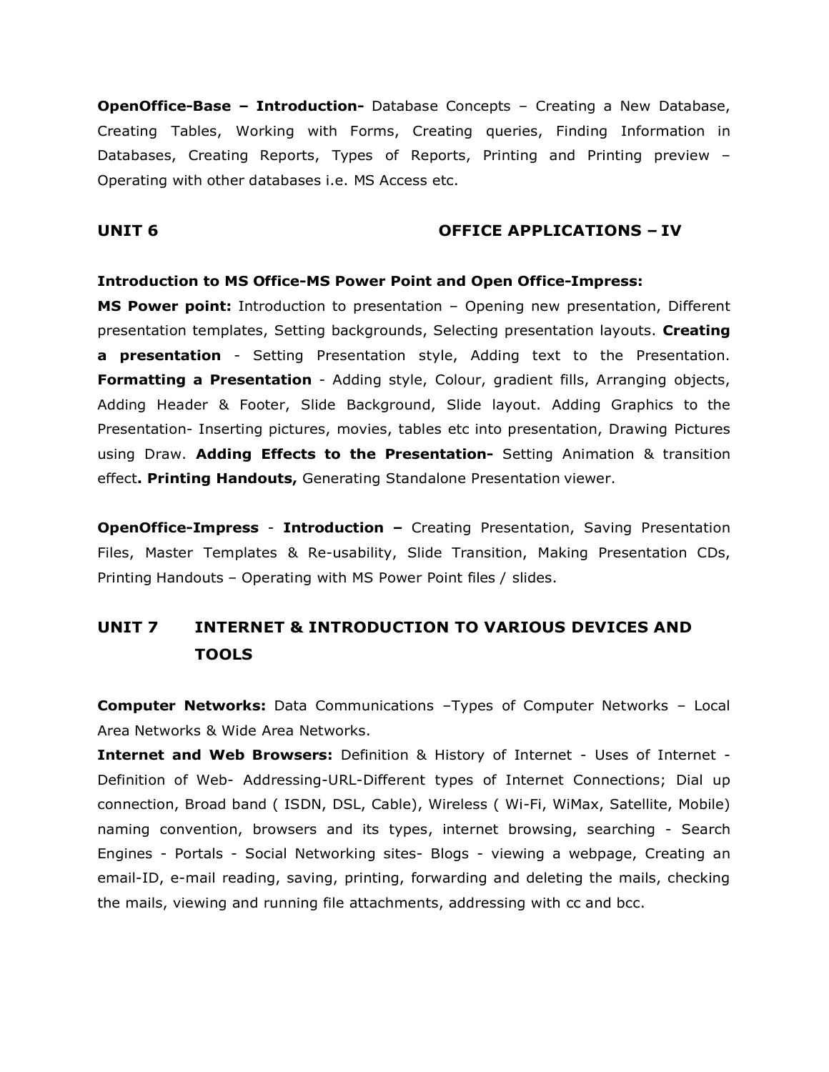**OpenOffice-Base – Introduction-** Database Concepts – Creating a New Database, Creating Tables, Working with Forms, Creating queries, Finding Information in Databases, Creating Reports, Types of Reports, Printing and Printing preview – Operating with other databases i.e. MS Access etc.

## UNIT 6 OFFICE APPLICATIONS – IV

**Introduction to MS Office-MS Power Point and Open Office-Impress:**

**MS Power point:** Introduction to presentation – Opening new presentation, Different presentation templates, Setting backgrounds, Selecting presentation layouts. **Creating a presentation** - Setting Presentation style, Adding text to the Presentation. **Formatting a Presentation** - Adding style, Colour, gradient fills, Arranging objects, Adding Header & Footer, Slide Background, Slide layout. Adding Graphics to the Presentation- Inserting pictures, movies, tables etc into presentation, Drawing Pictures using Draw. **Adding Effects to the Presentation-** Setting Animation & transition effect**. Printing Handouts,** Generating Standalone Presentation viewer.

**OpenOffice-Impress** - **Introduction –** Creating Presentation, Saving Presentation Files, Master Templates & Re-usability, Slide Transition, Making Presentation CDs, Printing Handouts – Operating with MS Power Point files / slides.

## UNIT 7 INTERNET & INTRODUCTION TO VARIOUS DEVICES AND TOOLS

**Computer Networks:** Data Communications –Types of Computer Networks – Local Area Networks & Wide Area Networks.

**Internet and Web Browsers:** Definition & History of Internet - Uses of Internet - Definition of Web- Addressing-URL-Different types of Internet Connections; Dial up connection, Broad band ( ISDN, DSL, Cable), Wireless ( Wi-Fi, WiMax, Satellite, Mobile) naming convention, browsers and its types, internet browsing, searching - Search Engines - Portals - Social Networking sites- Blogs - viewing a webpage, Creating an email-ID, e-mail reading, saving, printing, forwarding and deleting the mails, checking the mails, viewing and running file attachments, addressing with cc and bcc.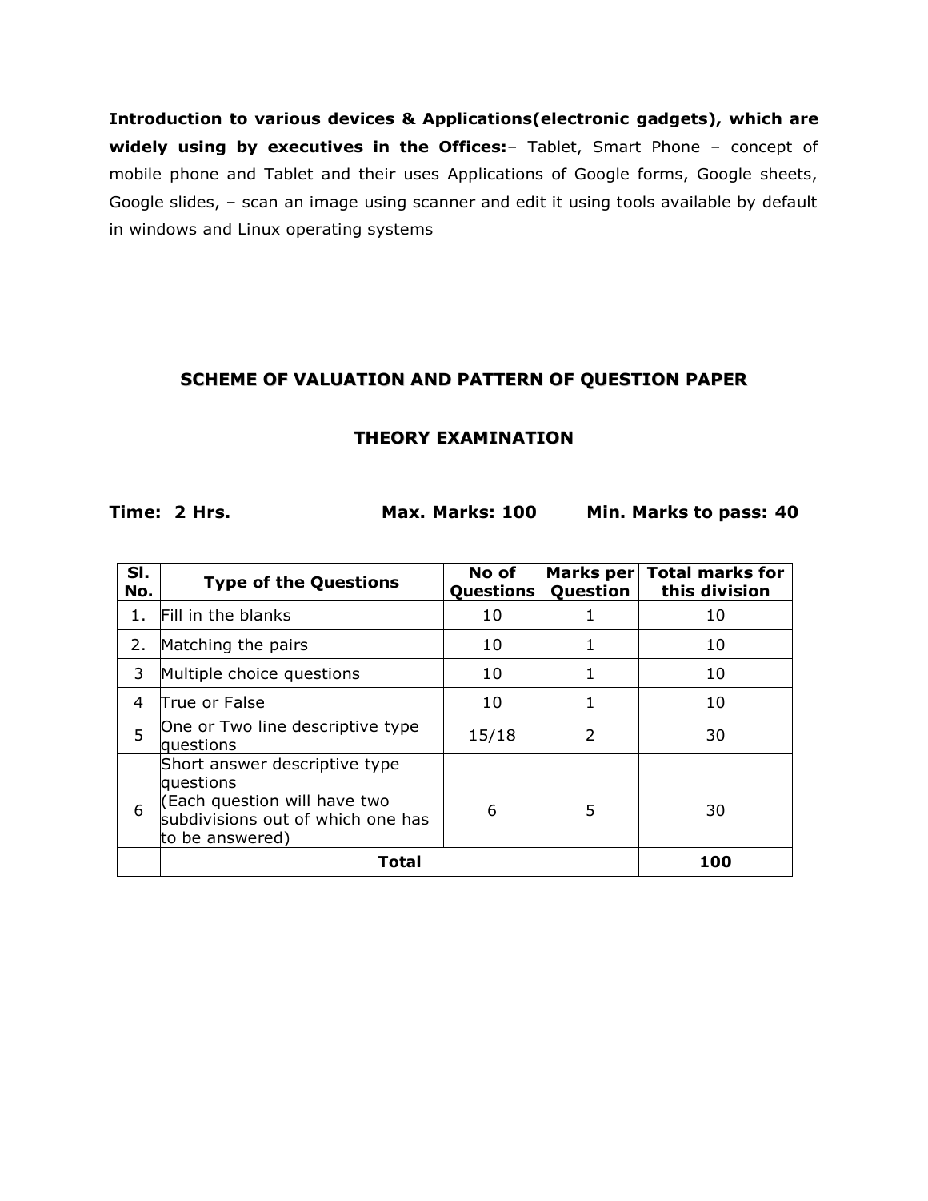**Introduction to various devices & Applications(electronic gadgets), which are widely using by executives in the Offices:**– Tablet, Smart Phone – concept of mobile phone and Tablet and their uses Applications of Google forms, Google sheets, Google slides, – scan an image using scanner and edit it using tools available by default in windows and Linux operating systems

## SCHEME OF VALUATION AND PATTERN OF QUESTION PAPER

### THEORY EXAMINATION

**Time: 2 Hrs.** **Max. Marks: 100** **Min. Marks to pass: 40**

| Sl. No. | Type of the Questions | No of Questions | Marks per Question | Total marks for this division |
|---|---|---|---|---|
| 1. | Fill in the blanks | 10 | 1 | 10 |
| 2. | Matching the pairs | 10 | 1 | 10 |
| 3 | Multiple choice questions | 10 | 1 | 10 |
| 4 | True or False | 10 | 1 | 10 |
| 5 | One or Two line descriptive type questions | 15/18 | 2 | 30 |
| 6 | Short answer descriptive type questions (Each question will have two subdivisions out of which one has to be answered) | 6 | 5 | 30 |
| | **Total** | | | **100** |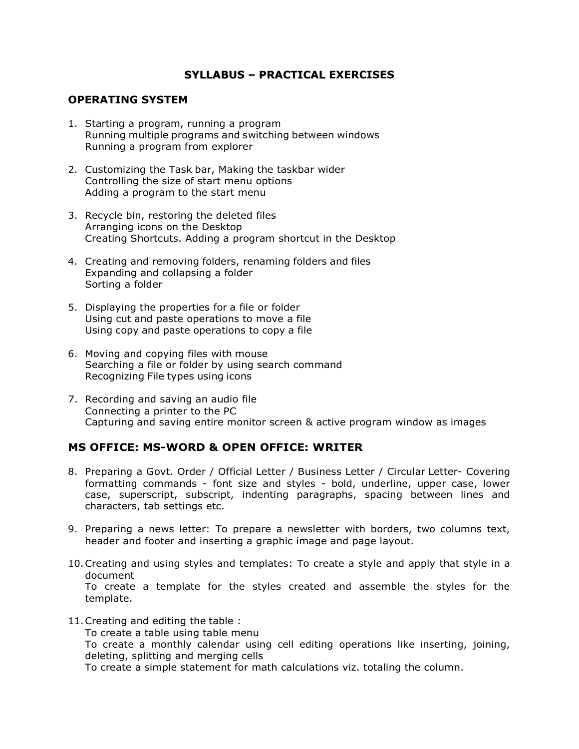# SYLLABUS – PRACTICAL EXERCISES

## OPERATING SYSTEM

1. Starting a program, running a program
   Running multiple programs and switching between windows
   Running a program from explorer

2. Customizing the Task bar, Making the taskbar wider
   Controlling the size of start menu options
   Adding a program to the start menu

3. Recycle bin, restoring the deleted files
   Arranging icons on the Desktop
   Creating Shortcuts. Adding a program shortcut in the Desktop

4. Creating and removing folders, renaming folders and files
   Expanding and collapsing a folder
   Sorting a folder

5. Displaying the properties for a file or folder
   Using cut and paste operations to move a file
   Using copy and paste operations to copy a file

6. Moving and copying files with mouse
   Searching a file or folder by using search command
   Recognizing File types using icons

7. Recording and saving an audio file
   Connecting a printer to the PC
   Capturing and saving entire monitor screen & active program window as images

## MS OFFICE: MS-WORD & OPEN OFFICE: WRITER

8. Preparing a Govt. Order / Official Letter / Business Letter / Circular Letter- Covering formatting commands - font size and styles - bold, underline, upper case, lower case, superscript, subscript, indenting paragraphs, spacing between lines and characters, tab settings etc.

9. Preparing a news letter: To prepare a newsletter with borders, two columns text, header and footer and inserting a graphic image and page layout.

10. Creating and using styles and templates: To create a style and apply that style in a document
    To create a template for the styles created and assemble the styles for the template.

11. Creating and editing the table :
    To create a table using table menu
    To create a monthly calendar using cell editing operations like inserting, joining, deleting, splitting and merging cells
    To create a simple statement for math calculations viz. totaling the column.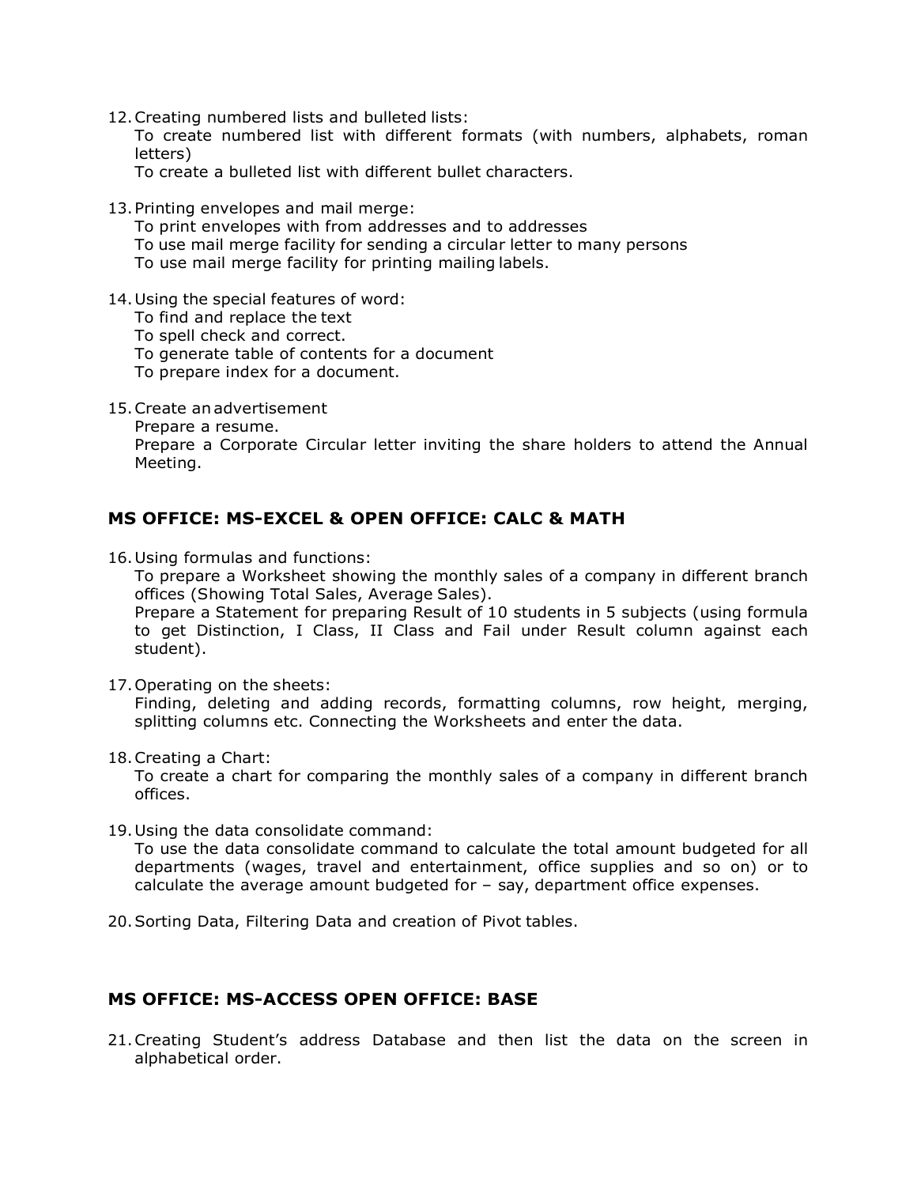12. Creating numbered lists and bulleted lists:
    To create numbered list with different formats (with numbers, alphabets, roman letters)
    To create a bulleted list with different bullet characters.

13. Printing envelopes and mail merge:
    To print envelopes with from addresses and to addresses
    To use mail merge facility for sending a circular letter to many persons
    To use mail merge facility for printing mailing labels.

14. Using the special features of word:
    To find and replace the text
    To spell check and correct.
    To generate table of contents for a document
    To prepare index for a document.

15. Create an advertisement
    Prepare a resume.
    Prepare a Corporate Circular letter inviting the share holders to attend the Annual Meeting.

## MS OFFICE: MS-EXCEL & OPEN OFFICE: CALC & MATH

16. Using formulas and functions:
    To prepare a Worksheet showing the monthly sales of a company in different branch offices (Showing Total Sales, Average Sales).
    Prepare a Statement for preparing Result of 10 students in 5 subjects (using formula to get Distinction, I Class, II Class and Fail under Result column against each student).

17. Operating on the sheets:
    Finding, deleting and adding records, formatting columns, row height, merging, splitting columns etc. Connecting the Worksheets and enter the data.

18. Creating a Chart:
    To create a chart for comparing the monthly sales of a company in different branch offices.

19. Using the data consolidate command:
    To use the data consolidate command to calculate the total amount budgeted for all departments (wages, travel and entertainment, office supplies and so on) or to calculate the average amount budgeted for – say, department office expenses.

20. Sorting Data, Filtering Data and creation of Pivot tables.

## MS OFFICE: MS-ACCESS OPEN OFFICE: BASE

21. Creating Student's address Database and then list the data on the screen in alphabetical order.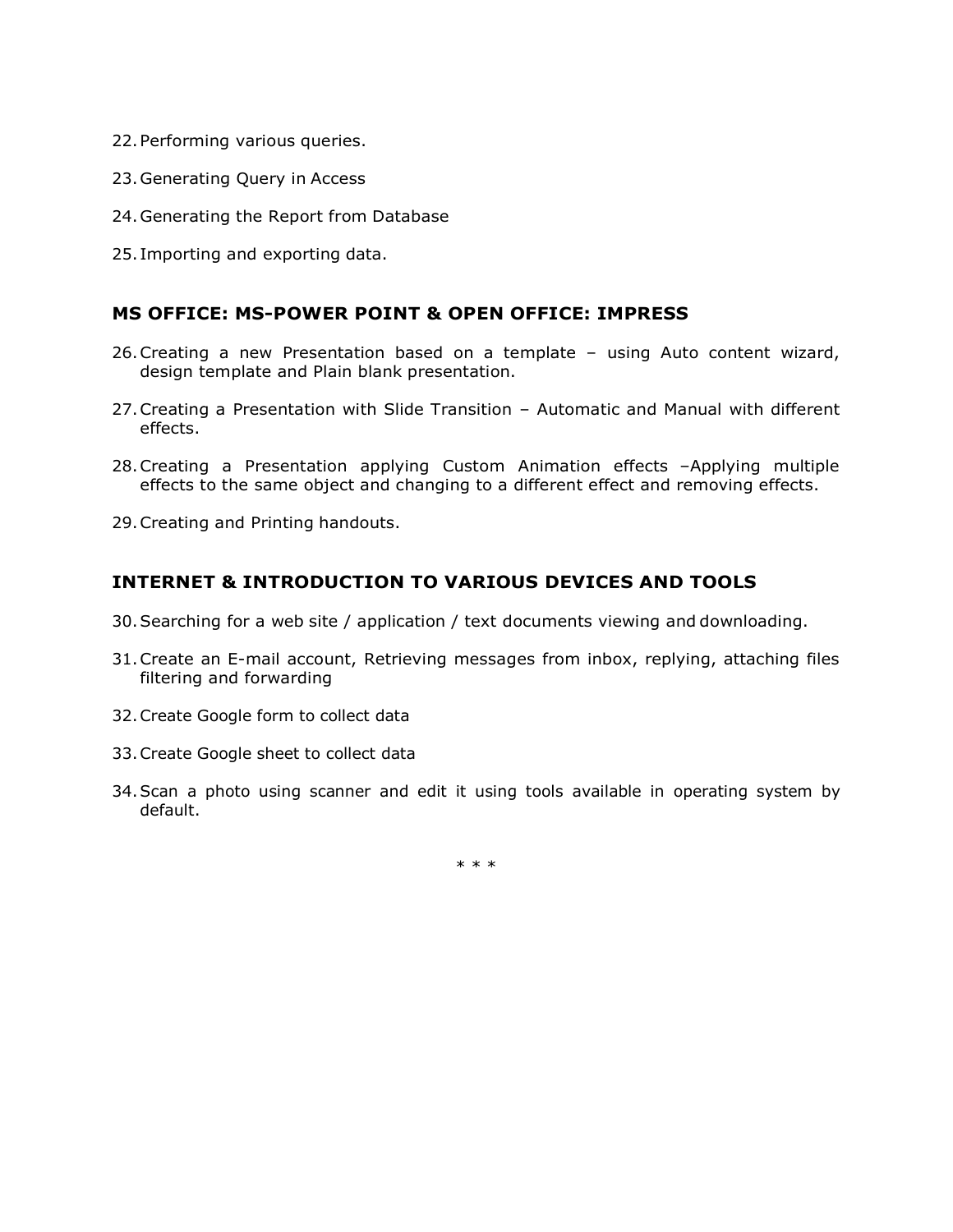22. Performing various queries.
23. Generating Query in Access
24. Generating the Report from Database
25. Importing and exporting data.

## MS OFFICE: MS-POWER POINT & OPEN OFFICE: IMPRESS

26. Creating a new Presentation based on a template – using Auto content wizard, design template and Plain blank presentation.
27. Creating a Presentation with Slide Transition – Automatic and Manual with different effects.
28. Creating a Presentation applying Custom Animation effects –Applying multiple effects to the same object and changing to a different effect and removing effects.
29. Creating and Printing handouts.

## INTERNET & INTRODUCTION TO VARIOUS DEVICES AND TOOLS

30. Searching for a web site / application / text documents viewing and downloading.
31. Create an E-mail account, Retrieving messages from inbox, replying, attaching files filtering and forwarding
32. Create Google form to collect data
33. Create Google sheet to collect data
34. Scan a photo using scanner and edit it using tools available in operating system by default.

* * *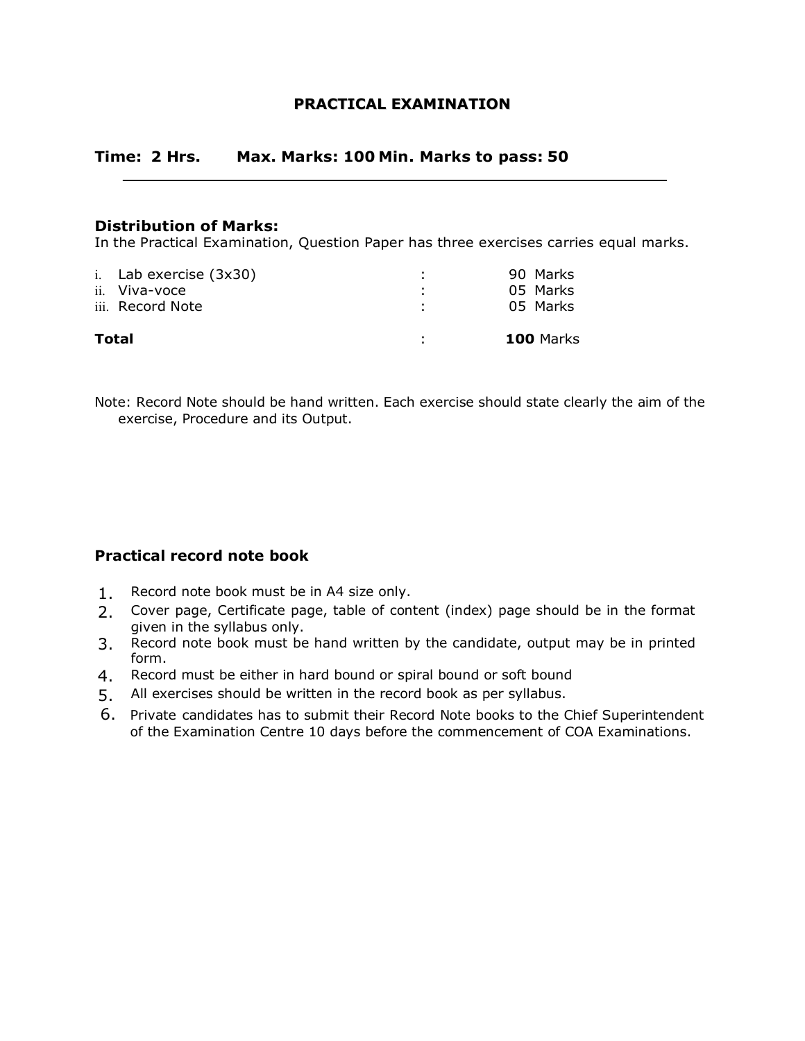## PRACTICAL EXAMINATION

**Time: 2 Hrs. Max. Marks: 100 Min. Marks to pass: 50**

---

### Distribution of Marks:

In the Practical Examination, Question Paper has three exercises carries equal marks.

| | | |
|---|---|---|
| i. Lab exercise (3x30) | : | 90 Marks |
| ii. Viva-voce | : | 05 Marks |
| iii. Record Note | : | 05 Marks |
| **Total** | : | **100** Marks |

Note: Record Note should be hand written. Each exercise should state clearly the aim of the exercise, Procedure and its Output.

### Practical record note book

1. Record note book must be in A4 size only.
2. Cover page, Certificate page, table of content (index) page should be in the format given in the syllabus only.
3. Record note book must be hand written by the candidate, output may be in printed form.
4. Record must be either in hard bound or spiral bound or soft bound
5. All exercises should be written in the record book as per syllabus.
6. Private candidates has to submit their Record Note books to the Chief Superintendent of the Examination Centre 10 days before the commencement of COA Examinations.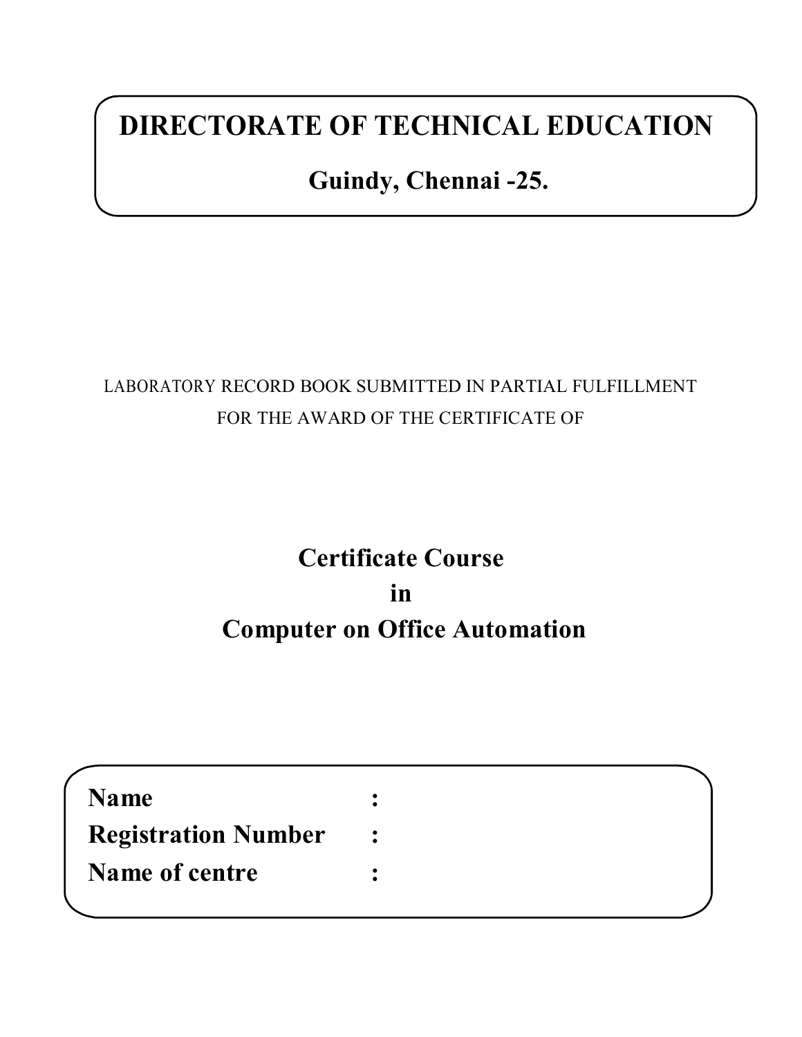# DIRECTORATE OF TECHNICAL EDUCATION

## Guindy, Chennai -25.

LABORATORY RECORD BOOK SUBMITTED IN PARTIAL FULFILLMENT
FOR THE AWARD OF THE CERTIFICATE OF

## Certificate Course
## in
## Computer on Office Automation

| | | |
|---|---|---|
| **Name** | **:** | |
| **Registration Number** | **:** | |
| **Name of centre** | **:** | |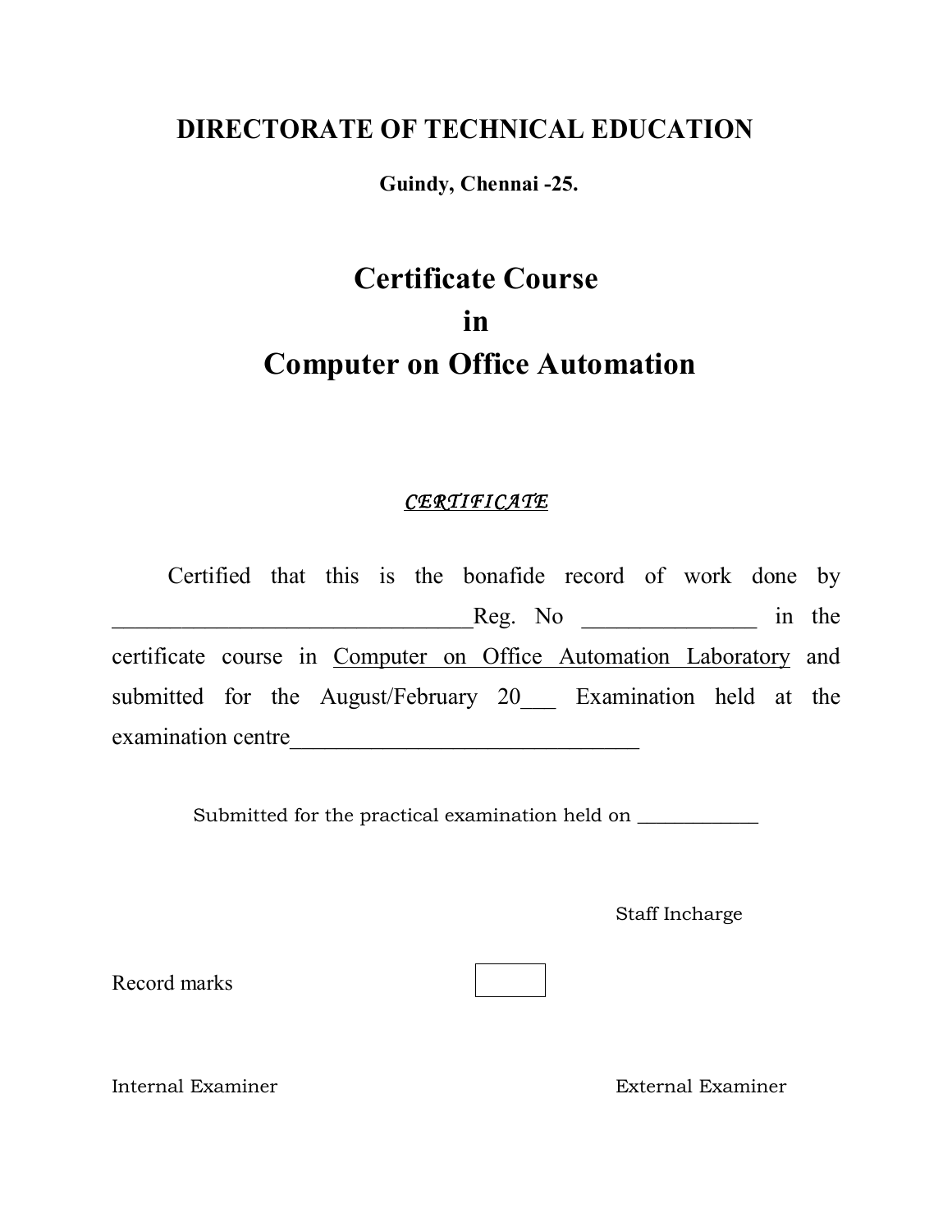# DIRECTORATE OF TECHNICAL EDUCATION

**Guindy, Chennai -25.**

# Certificate Course
# in
# Computer on Office Automation

***<u>CERTIFICATE</u>***

Certified that this is the bonafide record of work done by ________________________________Reg. No _______________ in the certificate course in <u>Computer on Office Automation Laboratory</u> and submitted for the August/February 20___ Examination held at the examination centre_______________________________

Submitted for the practical examination held on ____________

Staff Incharge

Record marks

| |
|---|
| |

Internal Examiner

External Examiner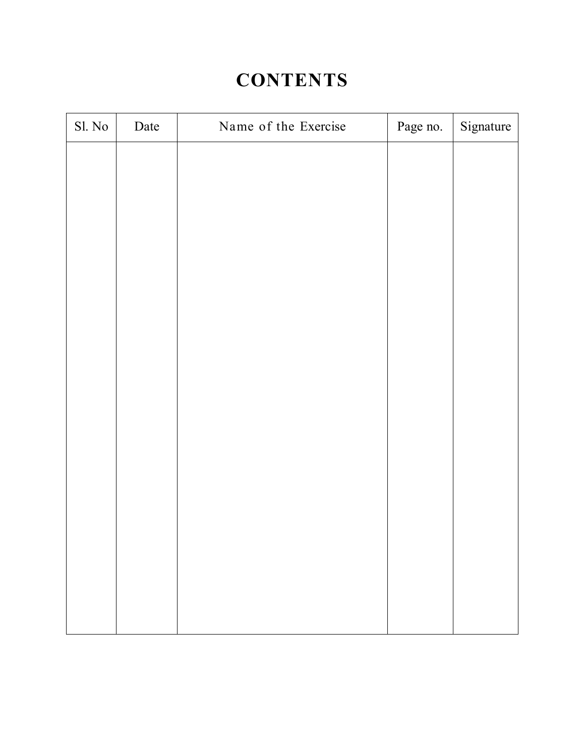# CONTENTS

| Sl. No | Date | Name of the Exercise | Page no. | Signature |
|---|---|---|---|---|
| | | | | |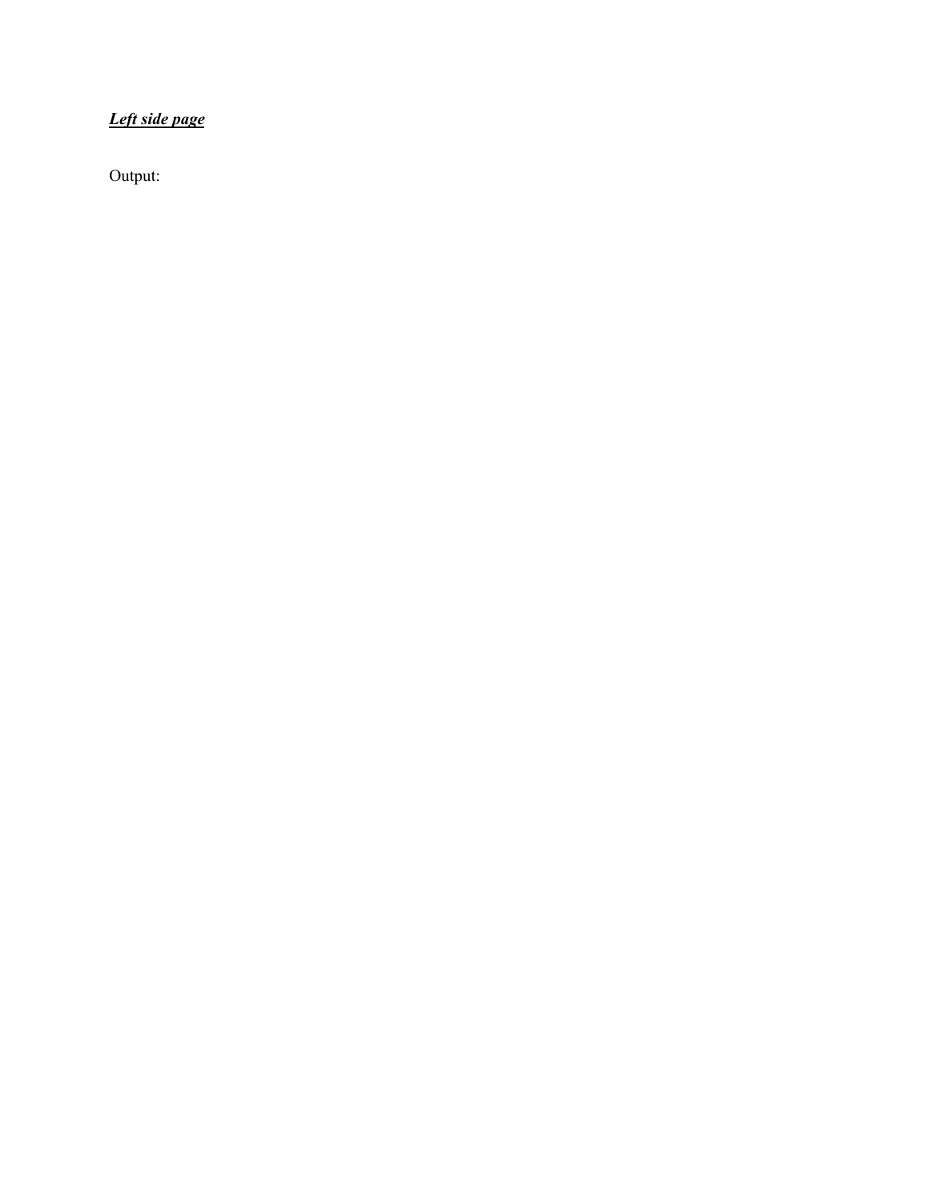***<u>Left side page</u>***

Output: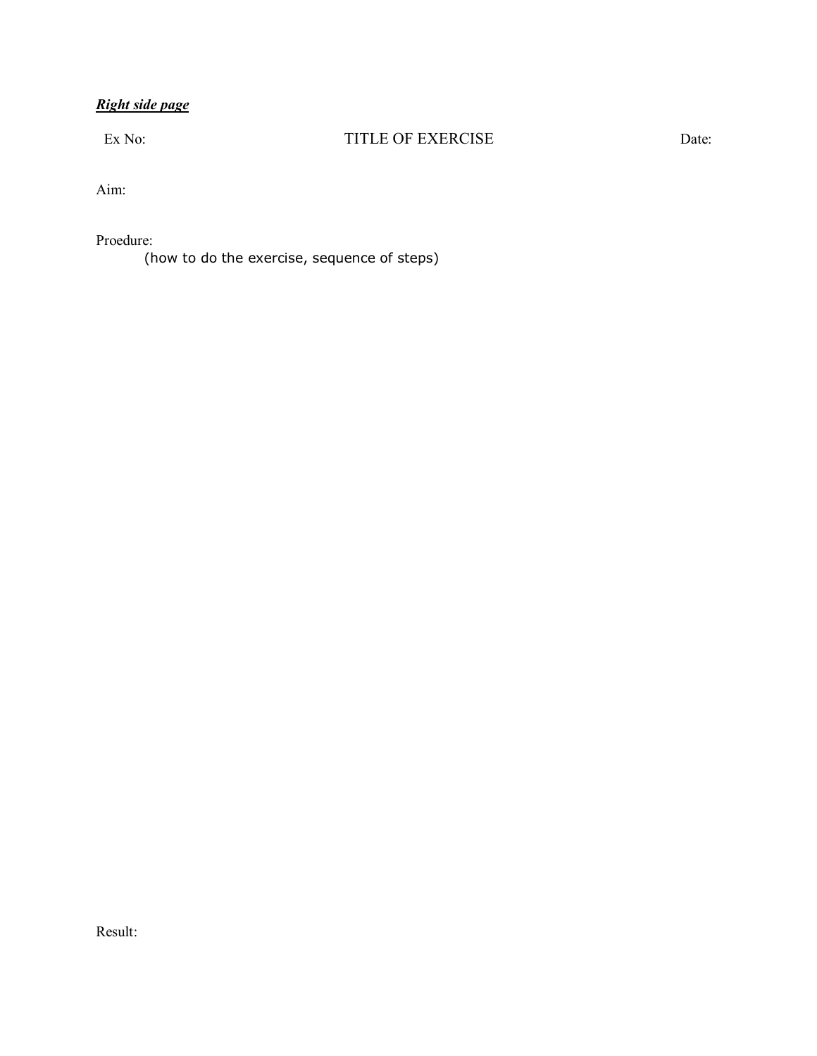***Right side page***

Ex No: TITLE OF EXERCISE Date:

Aim:

Proedure:

(how to do the exercise, sequence of steps)

Result: